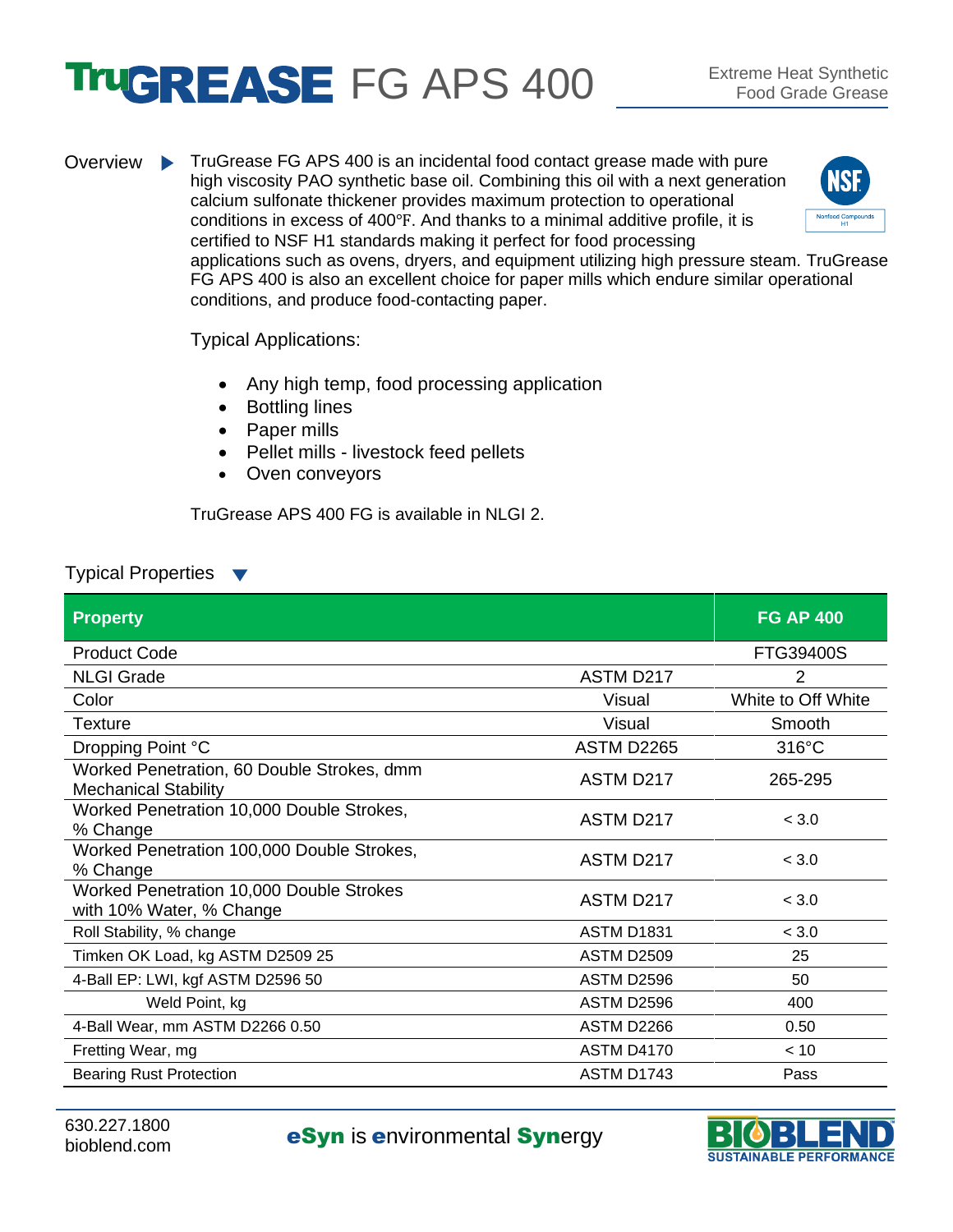# TruGREASE FG APS 400

Extreme Heat Synthetic Food Grade Grease

## Overview

TruGrease FG APS 400 is an incidental food contact grease made with pure high viscosity PAO synthetic base oil. Combining this oil with a next generation calcium sulfonate thickener provides maximum protection to operational conditions in excess of 400℉. And thanks to a minimal additive profile, it is certified to NSF H1 standards making it perfect for food processing applications such as ovens, dryers, and equipment utilizing high pressure steam. TruGrease FG APS 400 is also an excellent choice for paper mills which endure similar operational conditions, and produce food-contacting paper.

NSF Nonfood Compounds H1

Typical Applications:

- Any high temp, food processing application
- Bottling lines
- Paper mills
- Pellet mills - livestock feed pellets
- Oven conveyors

TruGrease APS 400 FG is available in NLGI 2.

## Typical Properties

| Property | | FG AP 400 |
|---|---|---|
| Product Code | | FTG39400S |
| NLGI Grade | ASTM D217 | 2 |
| Color | Visual | White to Off White |
| Texture | Visual | Smooth |
| Dropping Point °C | ASTM D2265 | 316°C |
| Worked Penetration, 60 Double Strokes, dmm Mechanical Stability | ASTM D217 | 265-295 |
| Worked Penetration 10,000 Double Strokes, % Change | ASTM D217 | < 3.0 |
| Worked Penetration 100,000 Double Strokes, % Change | ASTM D217 | < 3.0 |
| Worked Penetration 10,000 Double Strokes with 10% Water, % Change | ASTM D217 | < 3.0 |
| Roll Stability, % change | ASTM D1831 | < 3.0 |
| Timken OK Load, kg ASTM D2509 25 | ASTM D2509 | 25 |
| 4-Ball EP: LWI, kgf ASTM D2596 50 | ASTM D2596 | 50 |
| Weld Point, kg | ASTM D2596 | 400 |
| 4-Ball Wear, mm ASTM D2266 0.50 | ASTM D2266 | 0.50 |
| Fretting Wear, mg | ASTM D4170 | < 10 |
| Bearing Rust Protection | ASTM D1743 | Pass |

630.227.1800
bioblend.com

**eSyn** is **e**nvironmental **Syn**ergy

BIOBLEND SUSTAINABLE PERFORMANCE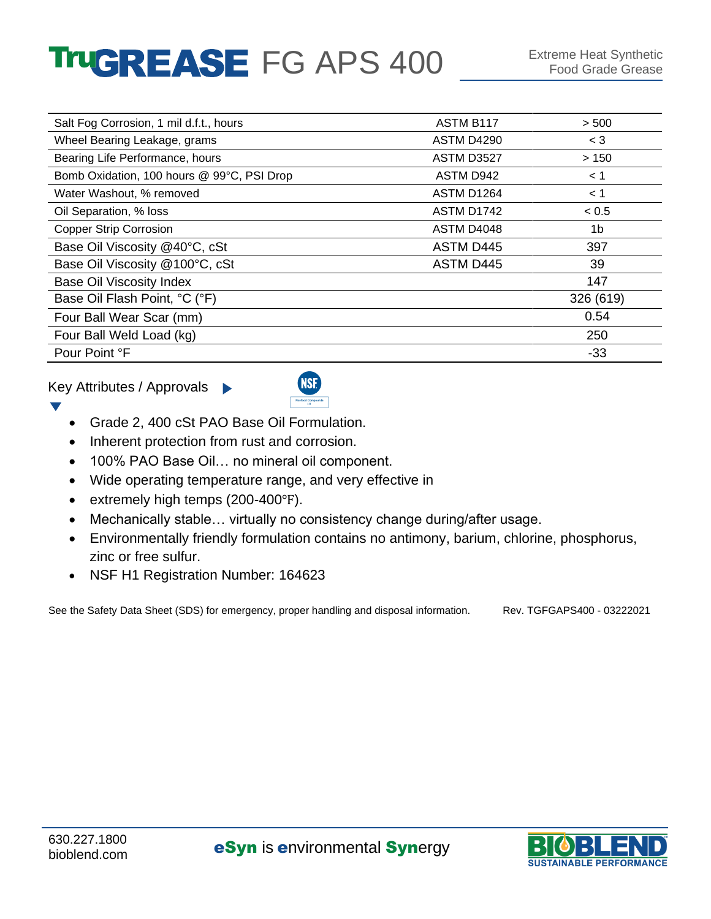# TruGREASE FG APS 400

Extreme Heat Synthetic Food Grade Grease

| | | |
|---|---|---|
| Salt Fog Corrosion, 1 mil d.f.t., hours | ASTM B117 | > 500 |
| Wheel Bearing Leakage, grams | ASTM D4290 | < 3 |
| Bearing Life Performance, hours | ASTM D3527 | > 150 |
| Bomb Oxidation, 100 hours @ 99°C, PSI Drop | ASTM D942 | < 1 |
| Water Washout, % removed | ASTM D1264 | < 1 |
| Oil Separation, % loss | ASTM D1742 | < 0.5 |
| Copper Strip Corrosion | ASTM D4048 | 1b |
| Base Oil Viscosity @40°C, cSt | ASTM D445 | 397 |
| Base Oil Viscosity @100°C, cSt | ASTM D445 | 39 |
| Base Oil Viscosity Index | | 147 |
| Base Oil Flash Point, °C (°F) | | 326 (619) |
| Four Ball Wear Scar (mm) | | 0.54 |
| Four Ball Weld Load (kg) | | 250 |
| Pour Point °F | | -33 |

## Key Attributes / Approvals

NSF Nonfood Compounds H1

- Grade 2, 400 cSt PAO Base Oil Formulation.
- Inherent protection from rust and corrosion.
- 100% PAO Base Oil… no mineral oil component.
- Wide operating temperature range, and very effective in
- extremely high temps (200-400°F).
- Mechanically stable… virtually no consistency change during/after usage.
- Environmentally friendly formulation contains no antimony, barium, chlorine, phosphorus, zinc or free sulfur.
- NSF H1 Registration Number: 164623

See the Safety Data Sheet (SDS) for emergency, proper handling and disposal information. Rev. TGFGAPS400 - 03222021

630.227.1800
bioblend.com

eSyn is environmental Synergy

BIOBLEND SUSTAINABLE PERFORMANCE